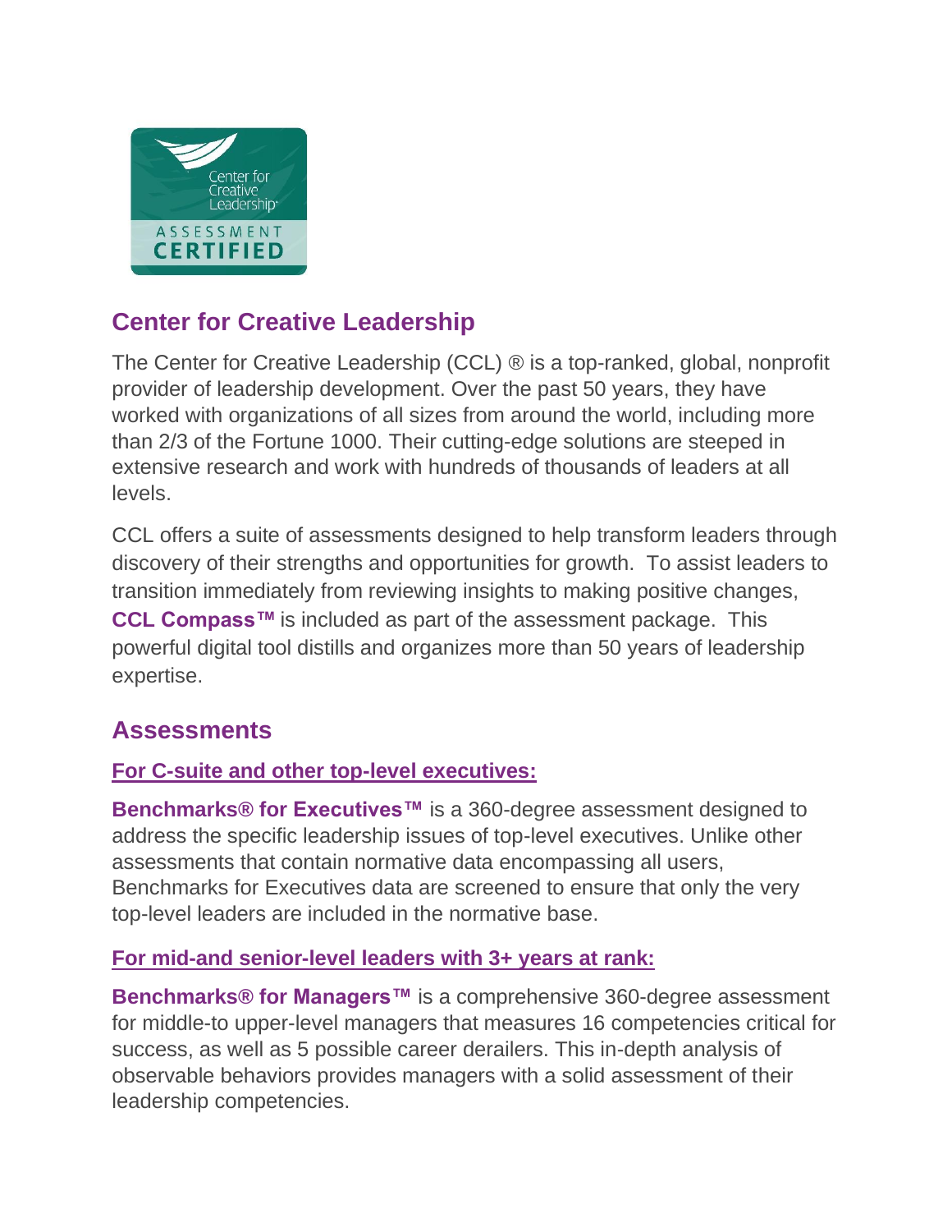## Center for Creative Leadership

The Center for Creative Leadership (CCL) ® is a top-ranked, global, nonprofit provider of leadership development. Over the past 50 years, they have worked with organizations of all sizes from around the world, including more than 2/3 of the Fortune 1000. Their cutting-edge solutions are steeped in extensive research and work with hundreds of thousands of leaders at all levels.

CCL offers a suite of assessments designed to help transform leaders through discovery of their strengths and opportunities for growth. To assist leaders to transition immediately from reviewing insights to making positive changes, **CCL Compass™** is included as part of the assessment package. This powerful digital tool distills and organizes more than 50 years of leadership expertise.

## Assessments

### For C-suite and other top-level executives:

**Benchmarks® for Executives™** is a 360-degree assessment designed to address the specific leadership issues of top-level executives. Unlike other assessments that contain normative data encompassing all users, Benchmarks for Executives data are screened to ensure that only the very top-level leaders are included in the normative base.

### For mid-and senior-level leaders with 3+ years at rank:

**Benchmarks® for Managers™** is a comprehensive 360-degree assessment for middle-to upper-level managers that measures 16 competencies critical for success, as well as 5 possible career derailers. This in-depth analysis of observable behaviors provides managers with a solid assessment of their leadership competencies.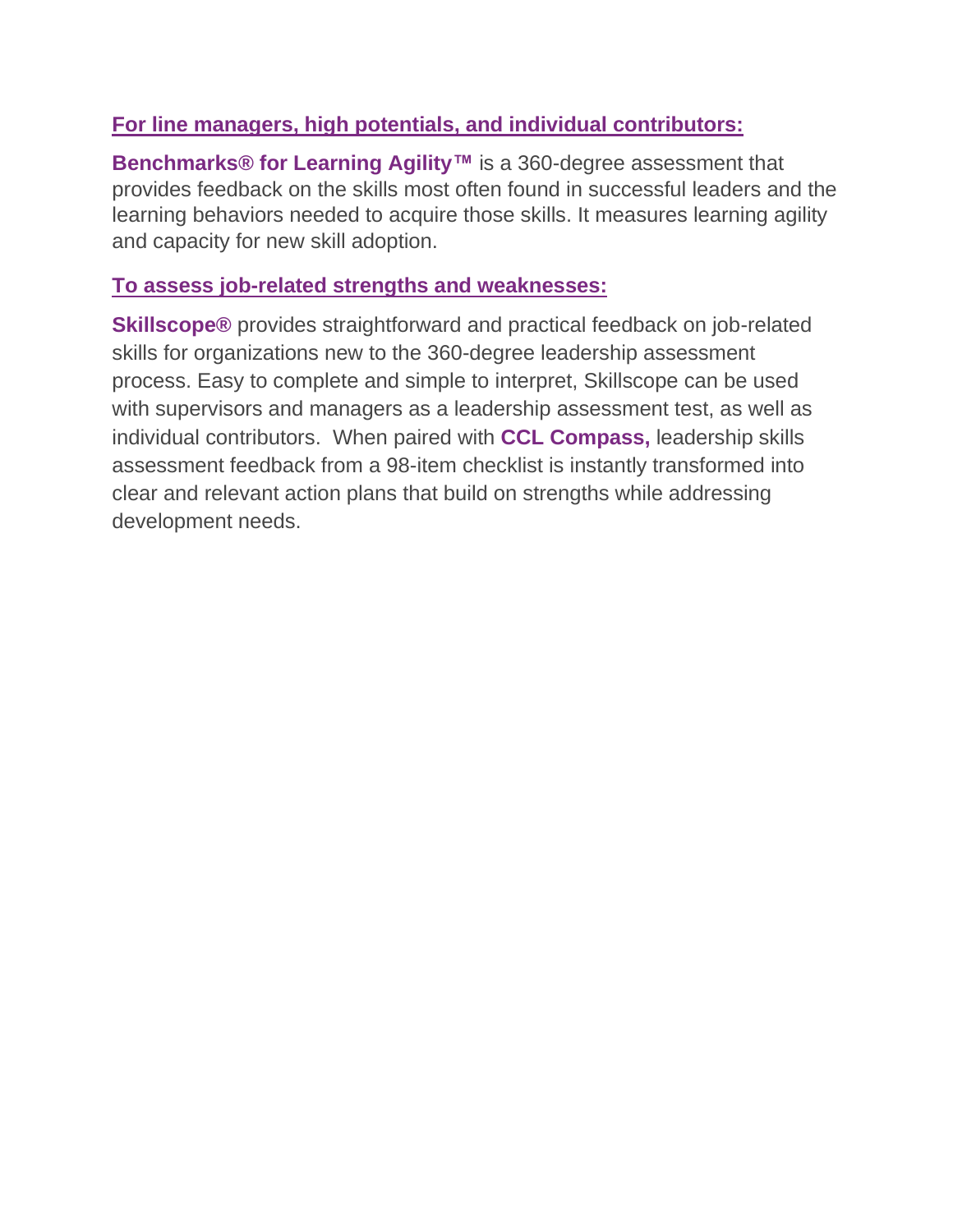**For line managers, high potentials, and individual contributors:**

**Benchmarks® for Learning Agility™** is a 360-degree assessment that provides feedback on the skills most often found in successful leaders and the learning behaviors needed to acquire those skills. It measures learning agility and capacity for new skill adoption.

**To assess job-related strengths and weaknesses:**

**Skillscope®** provides straightforward and practical feedback on job-related skills for organizations new to the 360-degree leadership assessment process. Easy to complete and simple to interpret, Skillscope can be used with supervisors and managers as a leadership assessment test, as well as individual contributors. When paired with **CCL Compass,** leadership skills assessment feedback from a 98-item checklist is instantly transformed into clear and relevant action plans that build on strengths while addressing development needs.